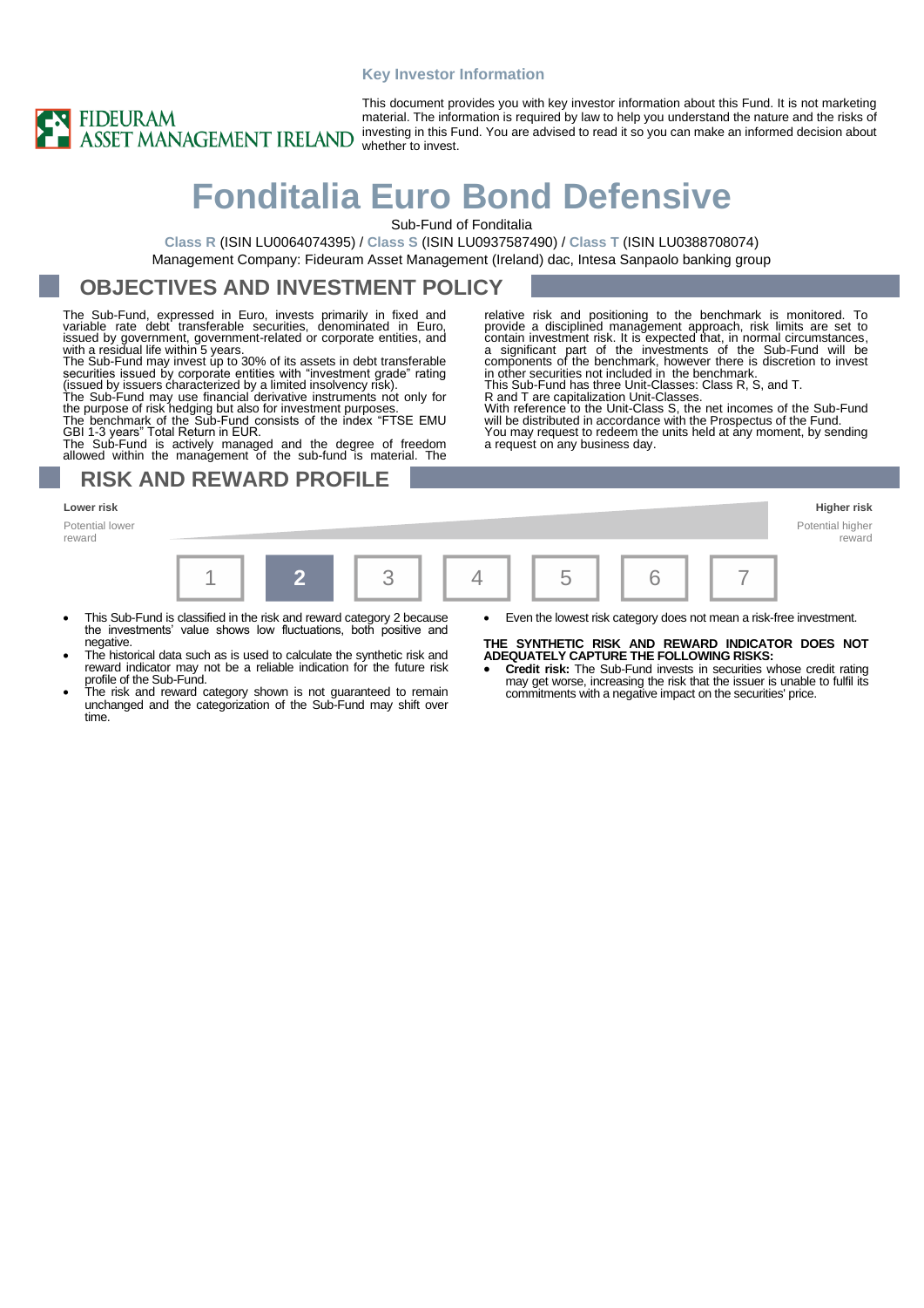Key Investor Information

FIDEURAM ASSET MANAGEMENT IRELAND

This document provides you with key investor information about this Fund. It is not marketing material. The information is required by law to help you understand the nature and the risks of investing in this Fund. You are advised to read it so you can make an informed decision about whether to invest.

# Fonditalia Euro Bond Defensive

Sub-Fund of Fonditalia

**Class R** (ISIN LU0064074395) / **Class S** (ISIN LU0937587490) / **Class T** (ISIN LU0388708074)

Management Company: Fideuram Asset Management (Ireland) dac, Intesa Sanpaolo banking group

## OBJECTIVES AND INVESTMENT POLICY

The Sub-Fund, expressed in Euro, invests primarily in fixed and variable rate debt transferable securities, denominated in Euro, issued by government, government-related or corporate entities, and with a residual life within 5 years.
The Sub-Fund may invest up to 30% of its assets in debt transferable securities issued by corporate entities with "investment grade" rating (issued by issuers characterized by a limited insolvency risk).
The Sub-Fund may use financial derivative instruments not only for the purpose of risk hedging but also for investment purposes.
The benchmark of the Sub-Fund consists of the index "FTSE EMU GBI 1-3 years" Total Return in EUR.
The Sub-Fund is actively managed and the degree of freedom allowed within the management of the sub-fund is material. The relative risk and positioning to the benchmark is monitored. To provide a disciplined management approach, risk limits are set to contain investment risk. It is expected that, in normal circumstances, a significant part of the investments of the Sub-Fund will be components of the benchmark, however there is discretion to invest in other securities not included in the benchmark.
This Sub-Fund has three Unit-Classes: Class R, S, and T.
R and T are capitalization Unit-Classes.
With reference to the Unit-Class S, the net incomes of the Sub-Fund will be distributed in accordance with the Prospectus of the Fund.
You may request to redeem the units held at any moment, by sending a request on any business day.

## RISK AND REWARD PROFILE

| Lower risk | | | | | | Higher risk |
|---|---|---|---|---|---|---|
| Potential lower reward | | | | | | Potential higher reward |
| 1 | **2** | 3 | 4 | 5 | 6 | 7 |

- This Sub-Fund is classified in the risk and reward category 2 because the investments' value shows low fluctuations, both positive and negative.
- The historical data such as is used to calculate the synthetic risk and reward indicator may not be a reliable indication for the future risk profile of the Sub-Fund.
- The risk and reward category shown is not guaranteed to remain unchanged and the categorization of the Sub-Fund may shift over time.
- Even the lowest risk category does not mean a risk-free investment.

**THE SYNTHETIC RISK AND REWARD INDICATOR DOES NOT ADEQUATELY CAPTURE THE FOLLOWING RISKS:**

- **Credit risk:** The Sub-Fund invests in securities whose credit rating may get worse, increasing the risk that the issuer is unable to fulfil its commitments with a negative impact on the securities' price.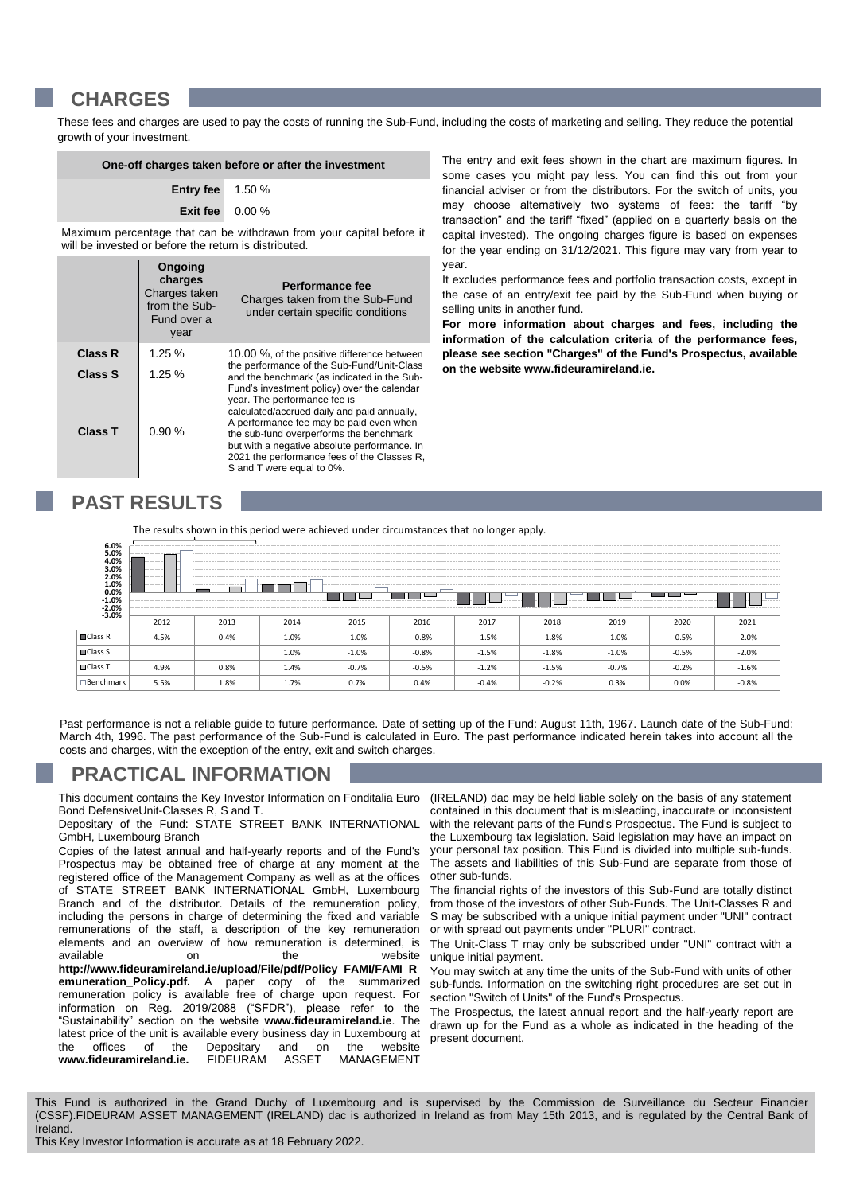## CHARGES

These fees and charges are used to pay the costs of running the Sub-Fund, including the costs of marketing and selling. They reduce the potential growth of your investment.

| One-off charges taken before or after the investment | |
|---|---|
| **Entry fee** | 1.50 % |
| **Exit fee** | 0.00 % |

Maximum percentage that can be withdrawn from your capital before it will be invested or before the return is distributed.

| | **Ongoing charges** Charges taken from the Sub-Fund over a year | **Performance fee** Charges taken from the Sub-Fund under certain specific conditions |
|---|---|---|
| **Class R** | 1.25 % | 10.00 %, of the positive difference between the performance of the Sub-Fund/Unit-Class and the benchmark (as indicated in the Sub-Fund's investment policy) over the calendar year. The performance fee is calculated/accrued daily and paid annually. A performance fee may be paid even when the sub-fund overperforms the benchmark but with a negative absolute performance. In 2021 the performance fees of the Classes R, S and T were equal to 0%. |
| **Class S** | 1.25 % | |
| **Class T** | 0.90 % | |

The entry and exit fees shown in the chart are maximum figures. In some cases you might pay less. You can find this out from your financial adviser or from the distributors. For the switch of units, you may choose alternatively two systems of fees: the tariff "by transaction" and the tariff "fixed" (applied on a quarterly basis on the capital invested). The ongoing charges figure is based on expenses for the year ending on 31/12/2021. This figure may vary from year to year.

It excludes performance fees and portfolio transaction costs, except in the case of an entry/exit fee paid by the Sub-Fund when buying or selling units in another fund.

**For more information about charges and fees, including the information of the calculation criteria of the performance fees, please see section "Charges" of the Fund's Prospectus, available on the website www.fideuramireland.ie.**

## PAST RESULTS

The results shown in this period were achieved under circumstances that no longer apply.

6.0%
5.0%
4.0%
3.0%
2.0%
1.0%
0.0%
-1.0%
-2.0%
-3.0%

| | 2012 | 2013 | 2014 | 2015 | 2016 | 2017 | 2018 | 2019 | 2020 | 2021 |
|---|---|---|---|---|---|---|---|---|---|---|
| Class R | 4.5% | 0.4% | 1.0% | -1.0% | -0.8% | -1.5% | -1.8% | -1.0% | -0.5% | -2.0% |
| Class S | | | 1.0% | -1.0% | -0.8% | -1.5% | -1.8% | -1.0% | -0.5% | -2.0% |
| Class T | 4.9% | 0.8% | 1.4% | -0.7% | -0.5% | -1.2% | -1.5% | -0.7% | -0.2% | -1.6% |
| Benchmark | 5.5% | 1.8% | 1.7% | 0.7% | 0.4% | -0.4% | -0.2% | 0.3% | 0.0% | -0.8% |

Past performance is not a reliable guide to future performance. Date of setting up of the Fund: August 11th, 1967. Launch date of the Sub-Fund: March 4th, 1996. The past performance of the Sub-Fund is calculated in Euro. The past performance indicated herein takes into account all the costs and charges, with the exception of the entry, exit and switch charges.

## PRACTICAL INFORMATION

This document contains the Key Investor Information on Fonditalia Euro Bond DefensiveUnit-Classes R, S and T.

Depositary of the Fund: STATE STREET BANK INTERNATIONAL GmbH, Luxembourg Branch

Copies of the latest annual and half-yearly reports and of the Fund's Prospectus may be obtained free of charge at any moment at the registered office of the Management Company as well as at the offices of STATE STREET BANK INTERNATIONAL GmbH, Luxembourg Branch and of the distributor. Details of the remuneration policy, including the persons in charge of determining the fixed and variable remunerations of the staff, a description of the key remuneration elements and an overview of how remuneration is determined, is available on the website **http://www.fideuramireland.ie/upload/File/pdf/Policy_FAMI/FAMI_Remuneration_Policy.pdf.** A paper copy of the summarized remuneration policy is available free of charge upon request. For information on Reg. 2019/2088 ("SFDR"), please refer to the "Sustainability" section on the website **www.fideuramireland.ie**. The latest price of the unit is available every business day in Luxembourg at the offices of the Depositary and on the website **www.fideuramireland.ie.** FIDEURAM ASSET MANAGEMENT (IRELAND) dac may be held liable solely on the basis of any statement contained in this document that is misleading, inaccurate or inconsistent with the relevant parts of the Fund's Prospectus. The Fund is subject to the Luxembourg tax legislation. Said legislation may have an impact on your personal tax position. This Fund is divided into multiple sub-funds. The assets and liabilities of this Sub-Fund are separate from those of other sub-funds.

The financial rights of the investors of this Sub-Fund are totally distinct from those of the investors of other Sub-Funds. The Unit-Classes R and S may be subscribed with a unique initial payment under "UNI" contract or with spread out payments under "PLURI" contract.

The Unit-Class T may only be subscribed under "UNI" contract with a unique initial payment.

You may switch at any time the units of the Sub-Fund with units of other sub-funds. Information on the switching right procedures are set out in section "Switch of Units" of the Fund's Prospectus.

The Prospectus, the latest annual report and the half-yearly report are drawn up for the Fund as a whole as indicated in the heading of the present document.

This Fund is authorized in the Grand Duchy of Luxembourg and is supervised by the Commission de Surveillance du Secteur Financier (CSSF).FIDEURAM ASSET MANAGEMENT (IRELAND) dac is authorized in Ireland as from May 15th 2013, and is regulated by the Central Bank of Ireland.

This Key Investor Information is accurate as at 18 February 2022.